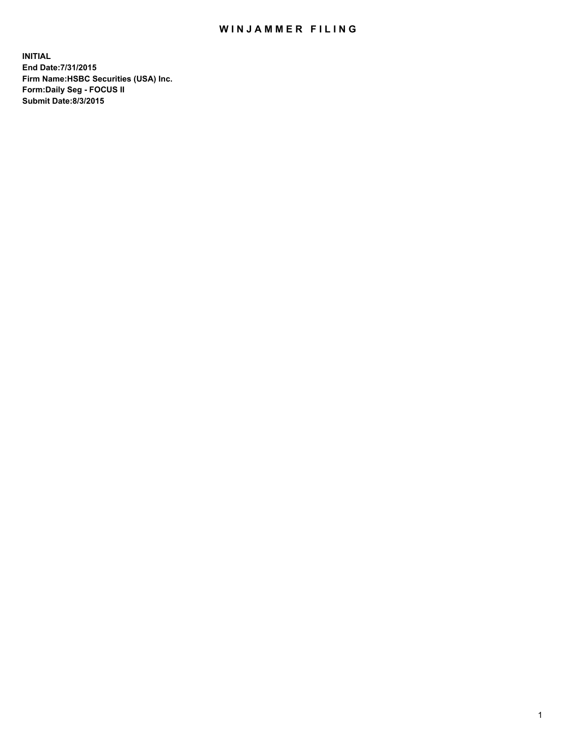# WINJAMMER FILING

**INITIAL**
**End Date:7/31/2015**
**Firm Name:HSBC Securities (USA) Inc.**
**Form:Daily Seg - FOCUS II**
**Submit Date:8/3/2015**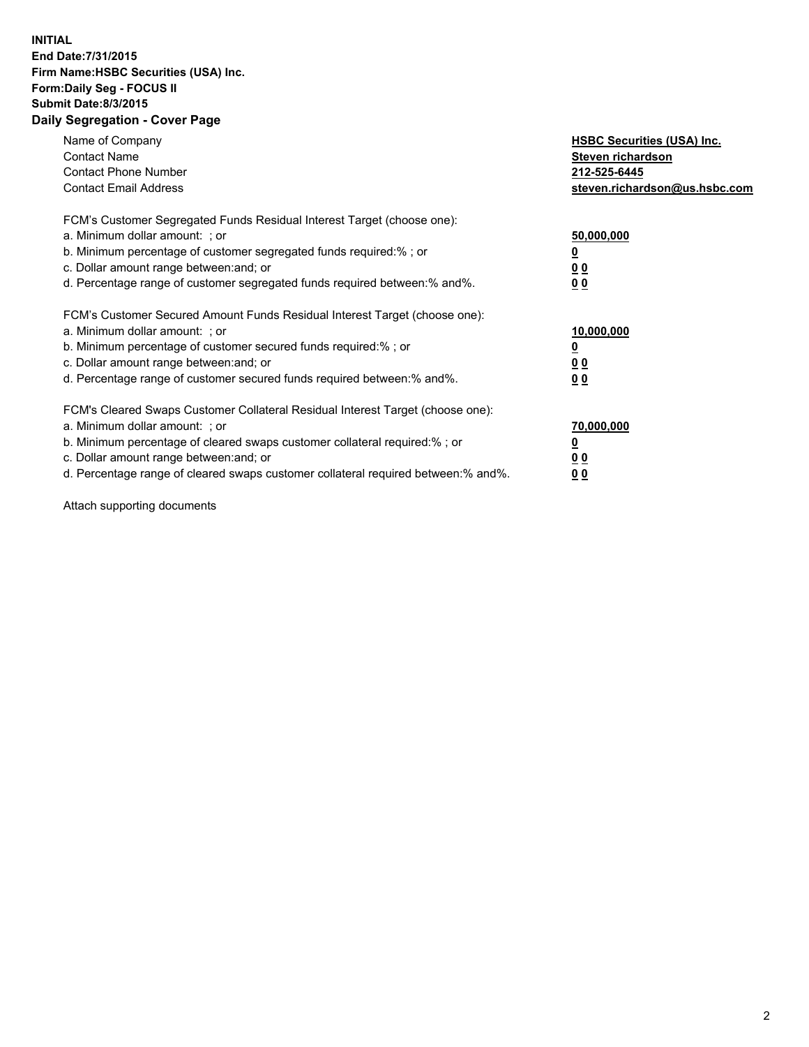**INITIAL**
**End Date:7/31/2015**
**Firm Name:HSBC Securities (USA) Inc.**
**Form:Daily Seg - FOCUS II**
**Submit Date:8/3/2015**

## Daily Segregation - Cover Page

| | |
|---|---|
| Name of Company | **HSBC Securities (USA) Inc.** |
| Contact Name | **Steven richardson** |
| Contact Phone Number | **212-525-6445** |
| Contact Email Address | **steven.richardson@us.hsbc.com** |

| | |
|---|---|
| FCM's Customer Segregated Funds Residual Interest Target (choose one): | |
| a. Minimum dollar amount: ; or | **50,000,000** |
| b. Minimum percentage of customer segregated funds required:% ; or | **0** |
| c. Dollar amount range between:and; or | **0 0** |
| d. Percentage range of customer segregated funds required between:% and%. | **0 0** |
| FCM's Customer Secured Amount Funds Residual Interest Target (choose one): | |
| a. Minimum dollar amount: ; or | **10,000,000** |
| b. Minimum percentage of customer secured funds required:% ; or | **0** |
| c. Dollar amount range between:and; or | **0 0** |
| d. Percentage range of customer secured funds required between:% and%. | **0 0** |
| FCM's Cleared Swaps Customer Collateral Residual Interest Target (choose one): | |
| a. Minimum dollar amount: ; or | **70,000,000** |
| b. Minimum percentage of cleared swaps customer collateral required:% ; or | **0** |
| c. Dollar amount range between:and; or | **0 0** |
| d. Percentage range of cleared swaps customer collateral required between:% and%. | **0 0** |

Attach supporting documents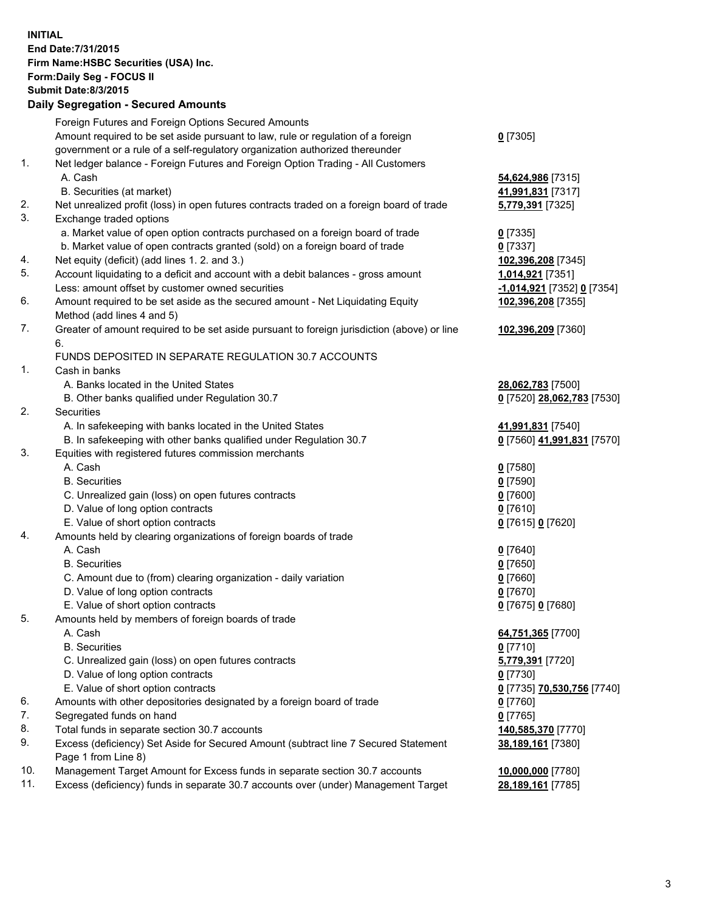**INITIAL**
**End Date:7/31/2015**
**Firm Name:HSBC Securities (USA) Inc.**
**Form:Daily Seg - FOCUS II**
**Submit Date:8/3/2015**

### Daily Segregation - Secured Amounts

| | | |
|---|---|---|
| | Foreign Futures and Foreign Options Secured Amounts | |
| | Amount required to be set aside pursuant to law, rule or regulation of a foreign government or a rule of a self-regulatory organization authorized thereunder | **0** [7305] |
| 1. | Net ledger balance - Foreign Futures and Foreign Option Trading - All Customers | |
| | A. Cash | **54,624,986** [7315] |
| | B. Securities (at market) | **41,991,831** [7317] |
| 2. | Net unrealized profit (loss) in open futures contracts traded on a foreign board of trade | **5,779,391** [7325] |
| 3. | Exchange traded options | |
| | a. Market value of open option contracts purchased on a foreign board of trade | **0** [7335] |
| | b. Market value of open contracts granted (sold) on a foreign board of trade | **0** [7337] |
| 4. | Net equity (deficit) (add lines 1. 2. and 3.) | **102,396,208** [7345] |
| 5. | Account liquidating to a deficit and account with a debit balances - gross amount | **1,014,921** [7351] |
| | Less: amount offset by customer owned securities | **-1,014,921** [7352] **0** [7354] |
| 6. | Amount required to be set aside as the secured amount - Net Liquidating Equity Method (add lines 4 and 5) | **102,396,208** [7355] |
| 7. | Greater of amount required to be set aside pursuant to foreign jurisdiction (above) or line 6. | **102,396,209** [7360] |
| | FUNDS DEPOSITED IN SEPARATE REGULATION 30.7 ACCOUNTS | |
| 1. | Cash in banks | |
| | A. Banks located in the United States | **28,062,783** [7500] |
| | B. Other banks qualified under Regulation 30.7 | **0** [7520] **28,062,783** [7530] |
| 2. | Securities | |
| | A. In safekeeping with banks located in the United States | **41,991,831** [7540] |
| | B. In safekeeping with other banks qualified under Regulation 30.7 | **0** [7560] **41,991,831** [7570] |
| 3. | Equities with registered futures commission merchants | |
| | A. Cash | **0** [7580] |
| | B. Securities | **0** [7590] |
| | C. Unrealized gain (loss) on open futures contracts | **0** [7600] |
| | D. Value of long option contracts | **0** [7610] |
| | E. Value of short option contracts | **0** [7615] **0** [7620] |
| 4. | Amounts held by clearing organizations of foreign boards of trade | |
| | A. Cash | **0** [7640] |
| | B. Securities | **0** [7650] |
| | C. Amount due to (from) clearing organization - daily variation | **0** [7660] |
| | D. Value of long option contracts | **0** [7670] |
| | E. Value of short option contracts | **0** [7675] **0** [7680] |
| 5. | Amounts held by members of foreign boards of trade | |
| | A. Cash | **64,751,365** [7700] |
| | B. Securities | **0** [7710] |
| | C. Unrealized gain (loss) on open futures contracts | **5,779,391** [7720] |
| | D. Value of long option contracts | **0** [7730] |
| | E. Value of short option contracts | **0** [7735] **70,530,756** [7740] |
| 6. | Amounts with other depositories designated by a foreign board of trade | **0** [7760] |
| 7. | Segregated funds on hand | **0** [7765] |
| 8. | Total funds in separate section 30.7 accounts | **140,585,370** [7770] |
| 9. | Excess (deficiency) Set Aside for Secured Amount (subtract line 7 Secured Statement Page 1 from Line 8) | **38,189,161** [7380] |
| 10. | Management Target Amount for Excess funds in separate section 30.7 accounts | **10,000,000** [7780] |
| 11. | Excess (deficiency) funds in separate 30.7 accounts over (under) Management Target | **28,189,161** [7785] |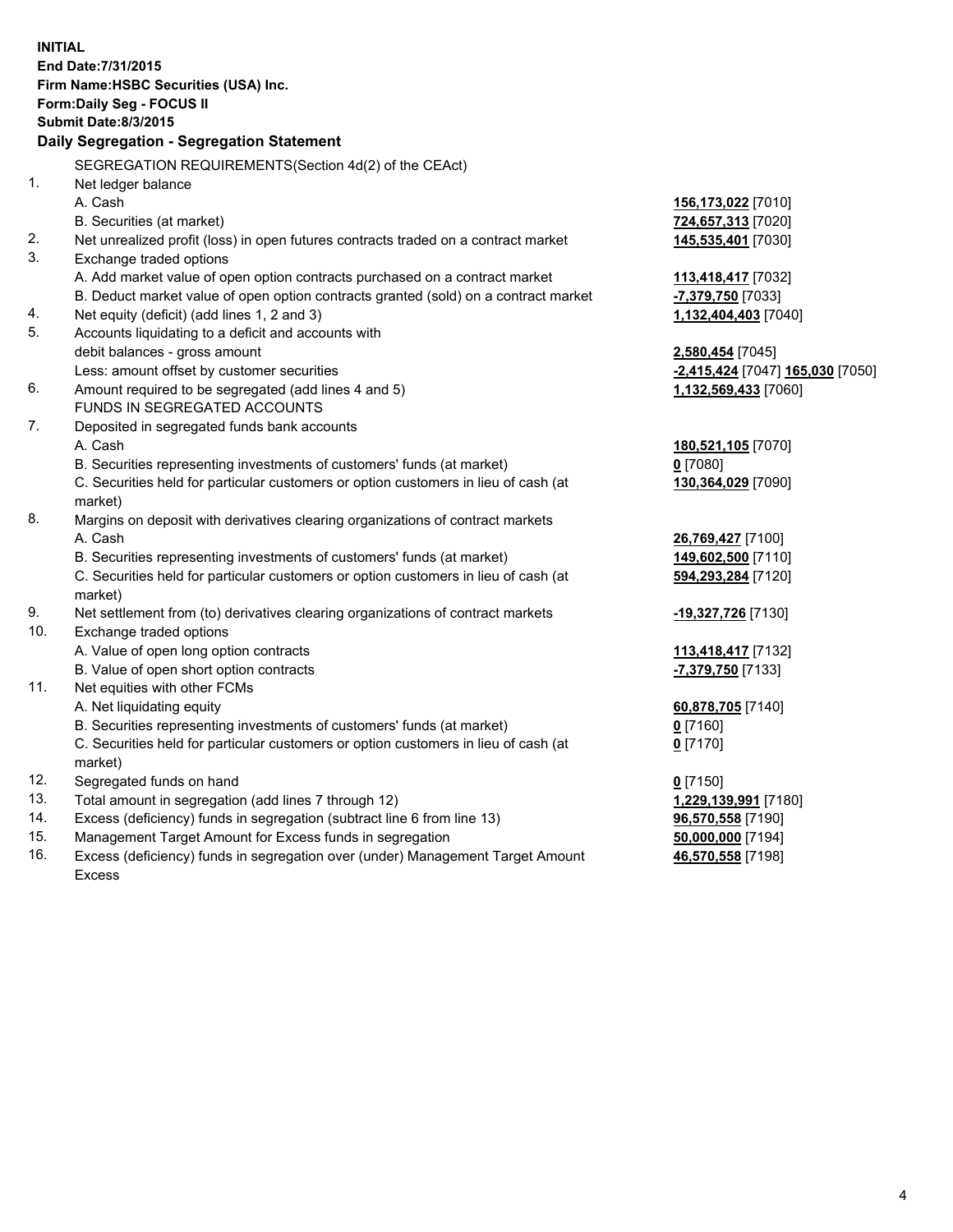**INITIAL**
**End Date:7/31/2015**
**Firm Name:HSBC Securities (USA) Inc.**
**Form:Daily Seg - FOCUS II**
**Submit Date:8/3/2015**

## Daily Segregation - Segregation Statement

SEGREGATION REQUIREMENTS(Section 4d(2) of the CEAct)

| | | |
|---|---|---|
| 1. | Net ledger balance | |
| | A. Cash | **156,173,022** [7010] |
| | B. Securities (at market) | **724,657,313** [7020] |
| 2. | Net unrealized profit (loss) in open futures contracts traded on a contract market | **145,535,401** [7030] |
| 3. | Exchange traded options | |
| | A. Add market value of open option contracts purchased on a contract market | **113,418,417** [7032] |
| | B. Deduct market value of open option contracts granted (sold) on a contract market | **-7,379,750** [7033] |
| 4. | Net equity (deficit) (add lines 1, 2 and 3) | **1,132,404,403** [7040] |
| 5. | Accounts liquidating to a deficit and accounts with debit balances - gross amount | **2,580,454** [7045] |
| | Less: amount offset by customer securities | **-2,415,424** [7047] **165,030** [7050] |
| 6. | Amount required to be segregated (add lines 4 and 5) | **1,132,569,433** [7060] |
| | FUNDS IN SEGREGATED ACCOUNTS | |
| 7. | Deposited in segregated funds bank accounts | |
| | A. Cash | **180,521,105** [7070] |
| | B. Securities representing investments of customers' funds (at market) | **0** [7080] |
| | C. Securities held for particular customers or option customers in lieu of cash (at market) | **130,364,029** [7090] |
| 8. | Margins on deposit with derivatives clearing organizations of contract markets | |
| | A. Cash | **26,769,427** [7100] |
| | B. Securities representing investments of customers' funds (at market) | **149,602,500** [7110] |
| | C. Securities held for particular customers or option customers in lieu of cash (at market) | **594,293,284** [7120] |
| 9. | Net settlement from (to) derivatives clearing organizations of contract markets | **-19,327,726** [7130] |
| 10. | Exchange traded options | |
| | A. Value of open long option contracts | **113,418,417** [7132] |
| | B. Value of open short option contracts | **-7,379,750** [7133] |
| 11. | Net equities with other FCMs | |
| | A. Net liquidating equity | **60,878,705** [7140] |
| | B. Securities representing investments of customers' funds (at market) | **0** [7160] |
| | C. Securities held for particular customers or option customers in lieu of cash (at market) | **0** [7170] |
| 12. | Segregated funds on hand | **0** [7150] |
| 13. | Total amount in segregation (add lines 7 through 12) | **1,229,139,991** [7180] |
| 14. | Excess (deficiency) funds in segregation (subtract line 6 from line 13) | **96,570,558** [7190] |
| 15. | Management Target Amount for Excess funds in segregation | **50,000,000** [7194] |
| 16. | Excess (deficiency) funds in segregation over (under) Management Target Amount Excess | **46,570,558** [7198] |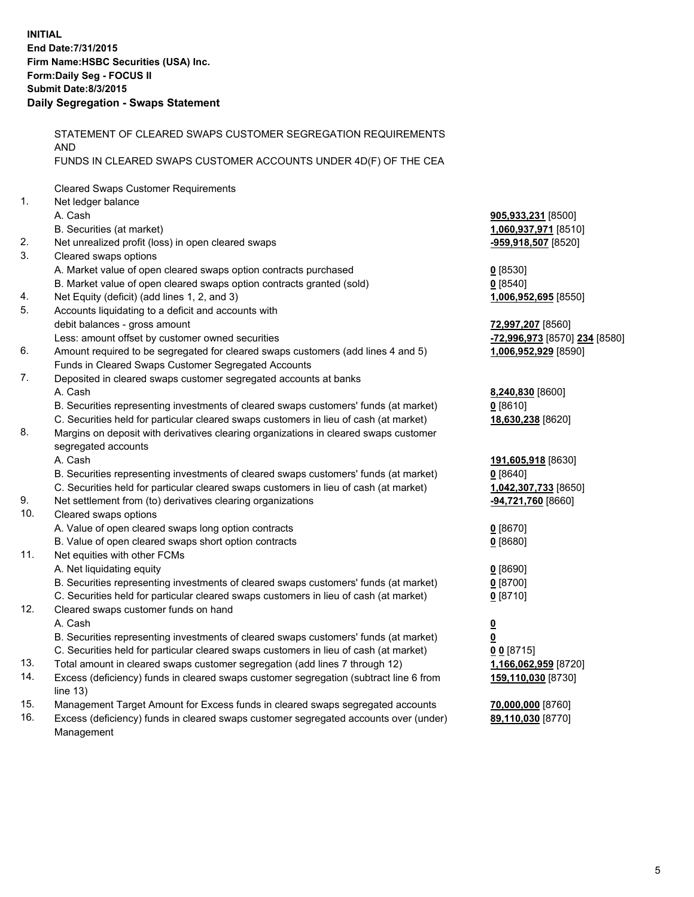**INITIAL**
**End Date:7/31/2015**
**Firm Name:HSBC Securities (USA) Inc.**
**Form:Daily Seg - FOCUS II**
**Submit Date:8/3/2015**
**Daily Segregation - Swaps Statement**

STATEMENT OF CLEARED SWAPS CUSTOMER SEGREGATION REQUIREMENTS AND FUNDS IN CLEARED SWAPS CUSTOMER ACCOUNTS UNDER 4D(F) OF THE CEA

| | | |
|---|---|---|
| | Cleared Swaps Customer Requirements | |
| 1. | Net ledger balance | |
| | A. Cash | **905,933,231** [8500] |
| | B. Securities (at market) | **1,060,937,971** [8510] |
| 2. | Net unrealized profit (loss) in open cleared swaps | **-959,918,507** [8520] |
| 3. | Cleared swaps options | |
| | A. Market value of open cleared swaps option contracts purchased | **0** [8530] |
| | B. Market value of open cleared swaps option contracts granted (sold) | **0** [8540] |
| 4. | Net Equity (deficit) (add lines 1, 2, and 3) | **1,006,952,695** [8550] |
| 5. | Accounts liquidating to a deficit and accounts with debit balances - gross amount | **72,997,207** [8560] |
| | Less: amount offset by customer owned securities | **-72,996,973** [8570] **234** [8580] |
| 6. | Amount required to be segregated for cleared swaps customers (add lines 4 and 5) | **1,006,952,929** [8590] |
| | Funds in Cleared Swaps Customer Segregated Accounts | |
| 7. | Deposited in cleared swaps customer segregated accounts at banks | |
| | A. Cash | **8,240,830** [8600] |
| | B. Securities representing investments of cleared swaps customers' funds (at market) | **0** [8610] |
| | C. Securities held for particular cleared swaps customers in lieu of cash (at market) | **18,630,238** [8620] |
| 8. | Margins on deposit with derivatives clearing organizations in cleared swaps customer segregated accounts | |
| | A. Cash | **191,605,918** [8630] |
| | B. Securities representing investments of cleared swaps customers' funds (at market) | **0** [8640] |
| | C. Securities held for particular cleared swaps customers in lieu of cash (at market) | **1,042,307,733** [8650] |
| 9. | Net settlement from (to) derivatives clearing organizations | **-94,721,760** [8660] |
| 10. | Cleared swaps options | |
| | A. Value of open cleared swaps long option contracts | **0** [8670] |
| | B. Value of open cleared swaps short option contracts | **0** [8680] |
| 11. | Net equities with other FCMs | |
| | A. Net liquidating equity | **0** [8690] |
| | B. Securities representing investments of cleared swaps customers' funds (at market) | **0** [8700] |
| | C. Securities held for particular cleared swaps customers in lieu of cash (at market) | **0** [8710] |
| 12. | Cleared swaps customer funds on hand | |
| | A. Cash | **0** |
| | B. Securities representing investments of cleared swaps customers' funds (at market) | **0** |
| | C. Securities held for particular cleared swaps customers in lieu of cash (at market) | **0** **0** [8715] |
| 13. | Total amount in cleared swaps customer segregation (add lines 7 through 12) | **1,166,062,959** [8720] |
| 14. | Excess (deficiency) funds in cleared swaps customer segregation (subtract line 6 from line 13) | **159,110,030** [8730] |
| 15. | Management Target Amount for Excess funds in cleared swaps segregated accounts | **70,000,000** [8760] |
| 16. | Excess (deficiency) funds in cleared swaps customer segregated accounts over (under) Management | **89,110,030** [8770] |